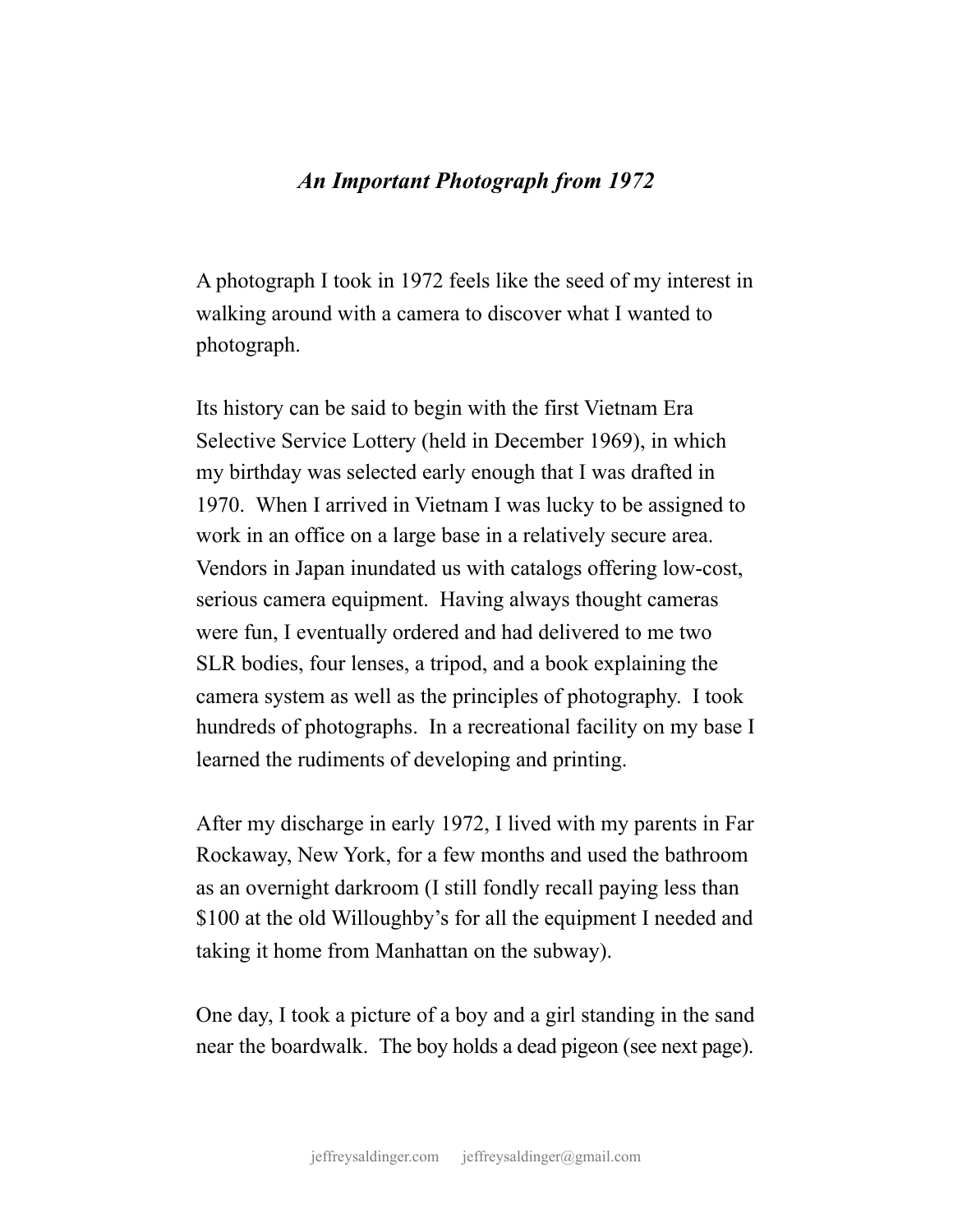# *An Important Photograph from 1972*

A photograph I took in 1972 feels like the seed of my interest in walking around with a camera to discover what I wanted to photograph.

Its history can be said to begin with the first Vietnam Era Selective Service Lottery (held in December 1969), in which my birthday was selected early enough that I was drafted in 1970. When I arrived in Vietnam I was lucky to be assigned to work in an office on a large base in a relatively secure area. Vendors in Japan inundated us with catalogs offering low-cost, serious camera equipment. Having always thought cameras were fun, I eventually ordered and had delivered to me two SLR bodies, four lenses, a tripod, and a book explaining the camera system as well as the principles of photography. I took hundreds of photographs. In a recreational facility on my base I learned the rudiments of developing and printing.

After my discharge in early 1972, I lived with my parents in Far Rockaway, New York, for a few months and used the bathroom as an overnight darkroom (I still fondly recall paying less than $100 at the old Willoughby's for all the equipment I needed and taking it home from Manhattan on the subway).

One day, I took a picture of a boy and a girl standing in the sand near the boardwalk. The boy holds a dead pigeon (see next page).

jeffreysaldinger.com jeffreysaldinger@gmail.com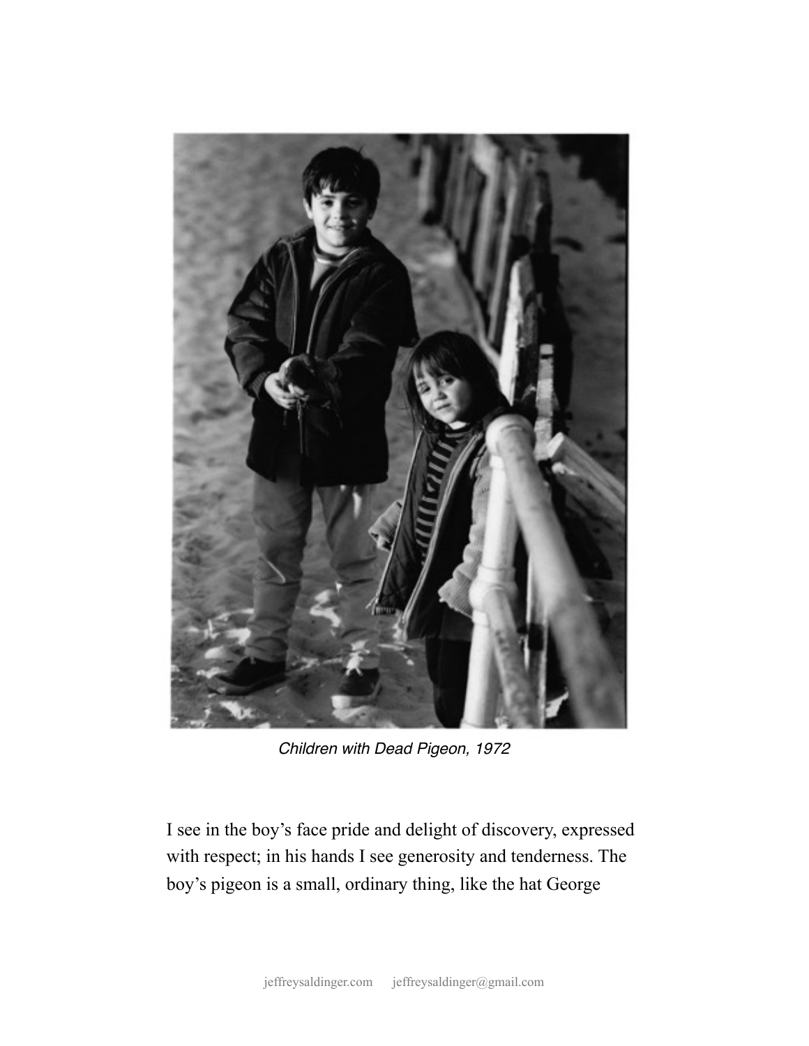*Children with Dead Pigeon, 1972*

I see in the boy's face pride and delight of discovery, expressed with respect; in his hands I see generosity and tenderness. The boy's pigeon is a small, ordinary thing, like the hat George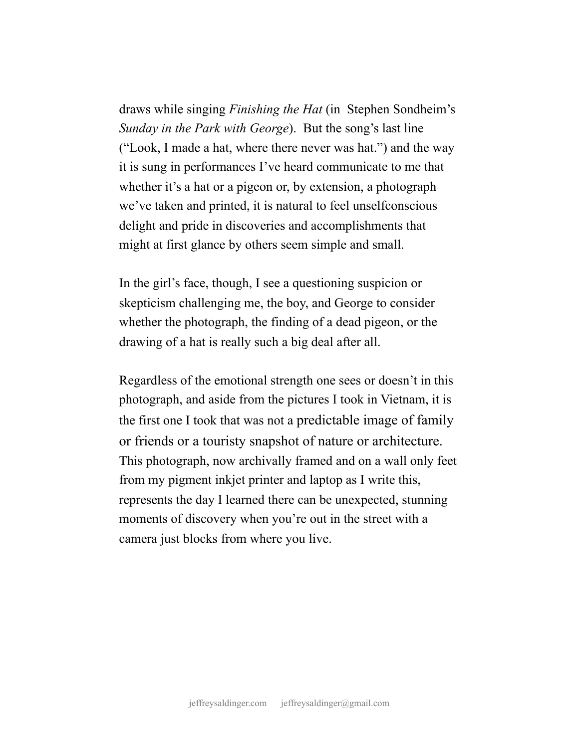draws while singing *Finishing the Hat* (in Stephen Sondheim's *Sunday in the Park with George*). But the song's last line ("Look, I made a hat, where there never was hat.") and the way it is sung in performances I've heard communicate to me that whether it's a hat or a pigeon or, by extension, a photograph we've taken and printed, it is natural to feel unselfconscious delight and pride in discoveries and accomplishments that might at first glance by others seem simple and small.

In the girl's face, though, I see a questioning suspicion or skepticism challenging me, the boy, and George to consider whether the photograph, the finding of a dead pigeon, or the drawing of a hat is really such a big deal after all.

Regardless of the emotional strength one sees or doesn't in this photograph, and aside from the pictures I took in Vietnam, it is the first one I took that was not a predictable image of family or friends or a touristy snapshot of nature or architecture. This photograph, now archivally framed and on a wall only feet from my pigment inkjet printer and laptop as I write this, represents the day I learned there can be unexpected, stunning moments of discovery when you're out in the street with a camera just blocks from where you live.